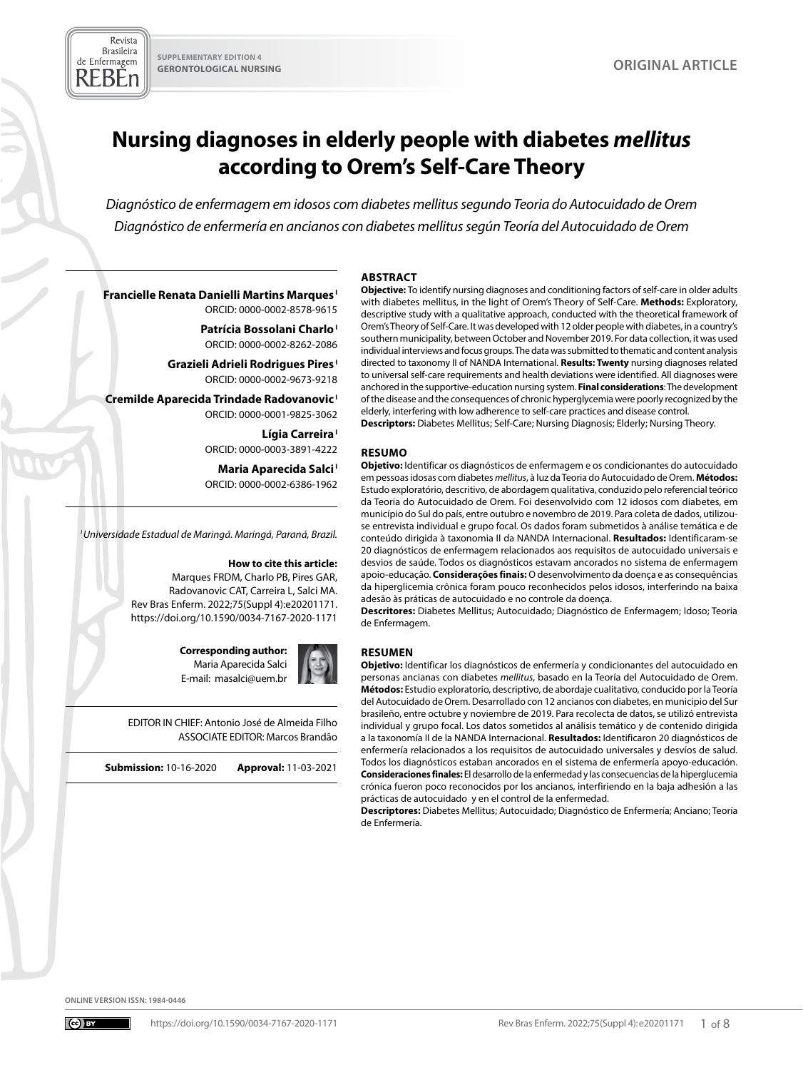SUPPLEMENTARY EDITION 4
GERONTOLOGICAL NURSING

ORIGINAL ARTICLE

# Nursing diagnoses in elderly people with diabetes *mellitus* according to Orem's Self-Care Theory

*Diagnóstico de enfermagem em idosos com diabetes mellitus segundo Teoria do Autocuidado de Orem*

*Diagnóstico de enfermería en ancianos con diabetes mellitus según Teoría del Autocuidado de Orem*

**Francielle Renata Danielli Martins Marques**[I]
ORCID: 0000-0002-8578-9615

**Patrícia Bossolani Charlo**[I]
ORCID: 0000-0002-8262-2086

**Grazieli Adrieli Rodrigues Pires**[I]
ORCID: 0000-0002-9673-9218

**Cremilde Aparecida Trindade Radovanovic**[I]
ORCID: 0000-0001-9825-3062

**Lígia Carreira**[I]
ORCID: 0000-0003-3891-4222

**Maria Aparecida Salci**[I]
ORCID: 0000-0002-6386-1962

[I] *Universidade Estadual de Maringá. Maringá, Paraná, Brazil.*

**How to cite this article:**
Marques FRDM, Charlo PB, Pires GAR, Radovanovic CAT, Carreira L, Salci MA. Rev Bras Enferm. 2022;75(Suppl 4):e20201171. https://doi.org/10.1590/0034-7167-2020-1171

**Corresponding author:**
Maria Aparecida Salci
E-mail: masalci@uem.br

EDITOR IN CHIEF: Antonio José de Almeida Filho
ASSOCIATE EDITOR: Marcos Brandão

**Submission:** 10-16-2020 **Approval:** 11-03-2021

## ABSTRACT

**Objective:** To identify nursing diagnoses and conditioning factors of self-care in older adults with diabetes mellitus, in the light of Orem's Theory of Self-Care. **Methods:** Exploratory, descriptive study with a qualitative approach, conducted with the theoretical framework of Orem's Theory of Self-Care. It was developed with 12 older people with diabetes, in a country's southern municipality, between October and November 2019. For data collection, it was used individual interviews and focus groups. The data was submitted to thematic and content analysis directed to taxonomy II of NANDA International. **Results: Twenty** nursing diagnoses related to universal self-care requirements and health deviations were identified. All diagnoses were anchored in the supportive-education nursing system. **Final considerations**: The development of the disease and the consequences of chronic hyperglycemia were poorly recognized by the elderly, interfering with low adherence to self-care practices and disease control.
**Descriptors:** Diabetes Mellitus; Self-Care; Nursing Diagnosis; Elderly; Nursing Theory.

## RESUMO

**Objetivo:** Identificar os diagnósticos de enfermagem e os condicionantes do autocuidado em pessoas idosas com diabetes *mellitus*, à luz da Teoria do Autocuidado de Orem. **Métodos:** Estudo exploratório, descritivo, de abordagem qualitativa, conduzido pelo referencial teórico da Teoria do Autocuidado de Orem. Foi desenvolvido com 12 idosos com diabetes, em município do Sul do país, entre outubro e novembro de 2019. Para coleta de dados, utilizou-se entrevista individual e grupo focal. Os dados foram submetidos à análise temática e de conteúdo dirigida à taxonomia II da NANDA Internacional. **Resultados:** Identificaram-se 20 diagnósticos de enfermagem relacionados aos requisitos de autocuidado universais e desvios de saúde. Todos os diagnósticos estavam ancorados no sistema de enfermagem apoio-educação. **Considerações finais:** O desenvolvimento da doença e as consequências da hiperglicemia crônica foram pouco reconhecidos pelos idosos, interferindo na baixa adesão às práticas de autocuidado e no controle da doença.
**Descritores:** Diabetes Mellitus; Autocuidado; Diagnóstico de Enfermagem; Idoso; Teoria de Enfermagem.

## RESUMEN

**Objetivo:** Identificar los diagnósticos de enfermería y condicionantes del autocuidado en personas ancianas con diabetes *mellitus*, basado en la Teoría del Autocuidado de Orem. **Métodos:** Estudio exploratorio, descriptivo, de abordaje cualitativo, conducido por la Teoría del Autocuidado de Orem. Desarrollado con 12 ancianos con diabetes, en municipio del Sur brasileño, entre octubre y noviembre de 2019. Para recolecta de datos, se utilizó entrevista individual y grupo focal. Los datos sometidos al análisis temático y de contenido dirigida a la taxonomía II de la NANDA Internacional. **Resultados:** Identificaron 20 diagnósticos de enfermería relacionados a los requisitos de autocuidado universales y desvíos de salud. Todos los diagnósticos estaban ancorados en el sistema de enfermería apoyo-educación. **Consideraciones finales:** El desarrollo de la enfermedad y las consecuencias de la hiperglucemia crónica fueron poco reconocidos por los ancianos, interfiriendo en la baja adhesión a las prácticas de autocuidado y en el control de la enfermedad.
**Descriptores:** Diabetes Mellitus; Autocuidado; Diagnóstico de Enfermería; Anciano; Teoría de Enfermería.

ONLINE VERSION ISSN: 1984-0446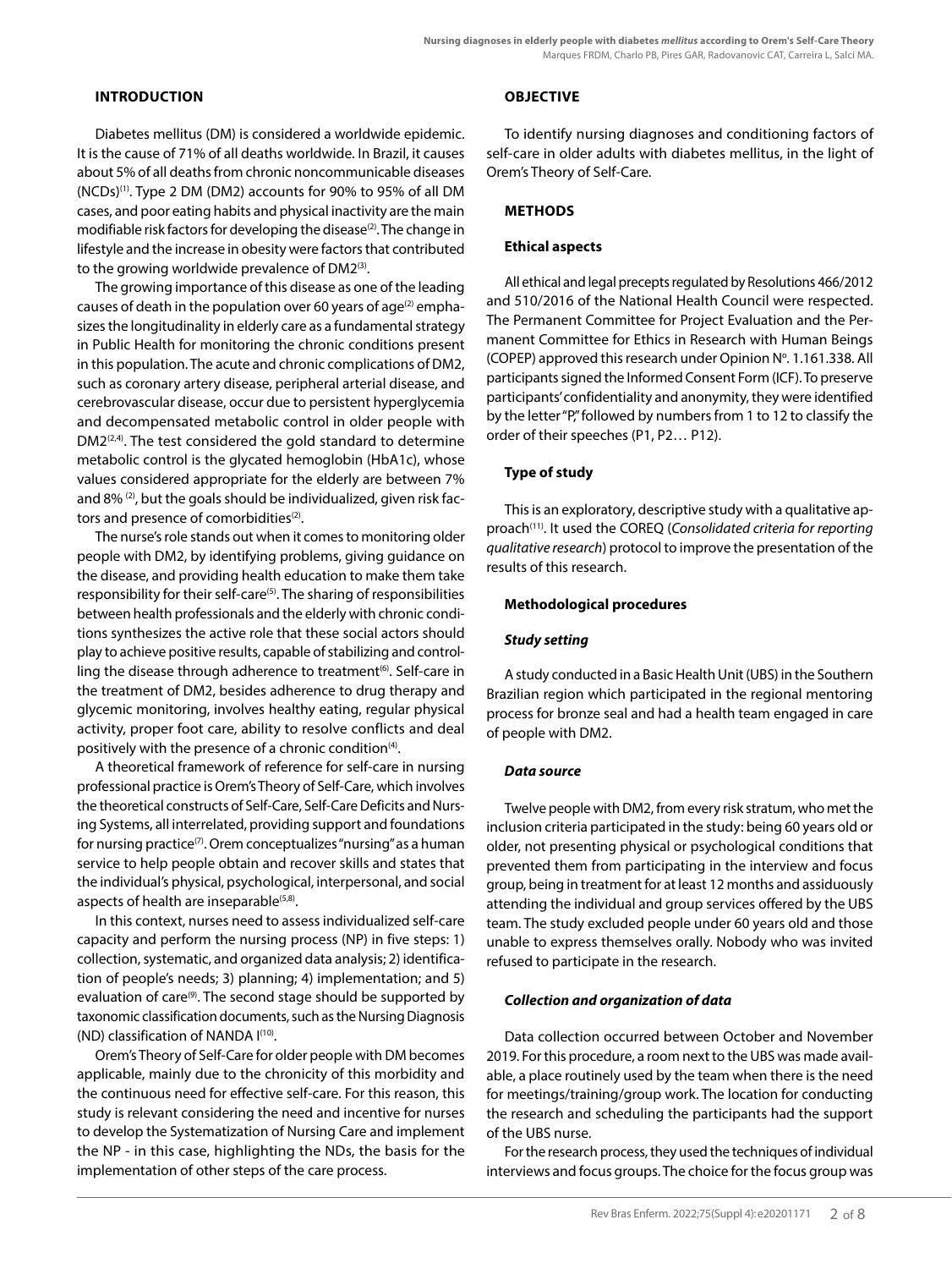## INTRODUCTION

Diabetes mellitus (DM) is considered a worldwide epidemic. It is the cause of 71% of all deaths worldwide. In Brazil, it causes about 5% of all deaths from chronic noncommunicable diseases (NCDs)[1]. Type 2 DM (DM2) accounts for 90% to 95% of all DM cases, and poor eating habits and physical inactivity are the main modifiable risk factors for developing the disease[2]. The change in lifestyle and the increase in obesity were factors that contributed to the growing worldwide prevalence of DM2[3].

The growing importance of this disease as one of the leading causes of death in the population over 60 years of age[2] emphasizes the longitudinality in elderly care as a fundamental strategy in Public Health for monitoring the chronic conditions present in this population. The acute and chronic complications of DM2, such as coronary artery disease, peripheral arterial disease, and cerebrovascular disease, occur due to persistent hyperglycemia and decompensated metabolic control in older people with DM2[2,4]. The test considered the gold standard to determine metabolic control is the glycated hemoglobin (HbA1c), whose values considered appropriate for the elderly are between 7% and 8% [2], but the goals should be individualized, given risk factors and presence of comorbidities[2].

The nurse's role stands out when it comes to monitoring older people with DM2, by identifying problems, giving guidance on the disease, and providing health education to make them take responsibility for their self-care[5]. The sharing of responsibilities between health professionals and the elderly with chronic conditions synthesizes the active role that these social actors should play to achieve positive results, capable of stabilizing and controlling the disease through adherence to treatment[6]. Self-care in the treatment of DM2, besides adherence to drug therapy and glycemic monitoring, involves healthy eating, regular physical activity, proper foot care, ability to resolve conflicts and deal positively with the presence of a chronic condition[4].

A theoretical framework of reference for self-care in nursing professional practice is Orem's Theory of Self-Care, which involves the theoretical constructs of Self-Care, Self-Care Deficits and Nursing Systems, all interrelated, providing support and foundations for nursing practice[7]. Orem conceptualizes "nursing" as a human service to help people obtain and recover skills and states that the individual's physical, psychological, interpersonal, and social aspects of health are inseparable[5,8].

In this context, nurses need to assess individualized self-care capacity and perform the nursing process (NP) in five steps: 1) collection, systematic, and organized data analysis; 2) identification of people's needs; 3) planning; 4) implementation; and 5) evaluation of care[9]. The second stage should be supported by taxonomic classification documents, such as the Nursing Diagnosis (ND) classification of NANDA I[10].

Orem's Theory of Self-Care for older people with DM becomes applicable, mainly due to the chronicity of this morbidity and the continuous need for effective self-care. For this reason, this study is relevant considering the need and incentive for nurses to develop the Systematization of Nursing Care and implement the NP - in this case, highlighting the NDs, the basis for the implementation of other steps of the care process.

## OBJECTIVE

To identify nursing diagnoses and conditioning factors of self-care in older adults with diabetes mellitus, in the light of Orem's Theory of Self-Care.

## METHODS

### Ethical aspects

All ethical and legal precepts regulated by Resolutions 466/2012 and 510/2016 of the National Health Council were respected. The Permanent Committee for Project Evaluation and the Permanent Committee for Ethics in Research with Human Beings (COPEP) approved this research under Opinion Nº. 1.161.338. All participants signed the Informed Consent Form (ICF). To preserve participants' confidentiality and anonymity, they were identified by the letter "P," followed by numbers from 1 to 12 to classify the order of their speeches (P1, P2… P12).

### Type of study

This is an exploratory, descriptive study with a qualitative approach[11]. It used the COREQ (*Consolidated criteria for reporting qualitative research*) protocol to improve the presentation of the results of this research.

### Methodological procedures

#### *Study setting*

A study conducted in a Basic Health Unit (UBS) in the Southern Brazilian region which participated in the regional mentoring process for bronze seal and had a health team engaged in care of people with DM2.

#### *Data source*

Twelve people with DM2, from every risk stratum, who met the inclusion criteria participated in the study: being 60 years old or older, not presenting physical or psychological conditions that prevented them from participating in the interview and focus group, being in treatment for at least 12 months and assiduously attending the individual and group services offered by the UBS team. The study excluded people under 60 years old and those unable to express themselves orally. Nobody who was invited refused to participate in the research.

#### *Collection and organization of data*

Data collection occurred between October and November 2019. For this procedure, a room next to the UBS was made available, a place routinely used by the team when there is the need for meetings/training/group work. The location for conducting the research and scheduling the participants had the support of the UBS nurse.

For the research process, they used the techniques of individual interviews and focus groups. The choice for the focus group was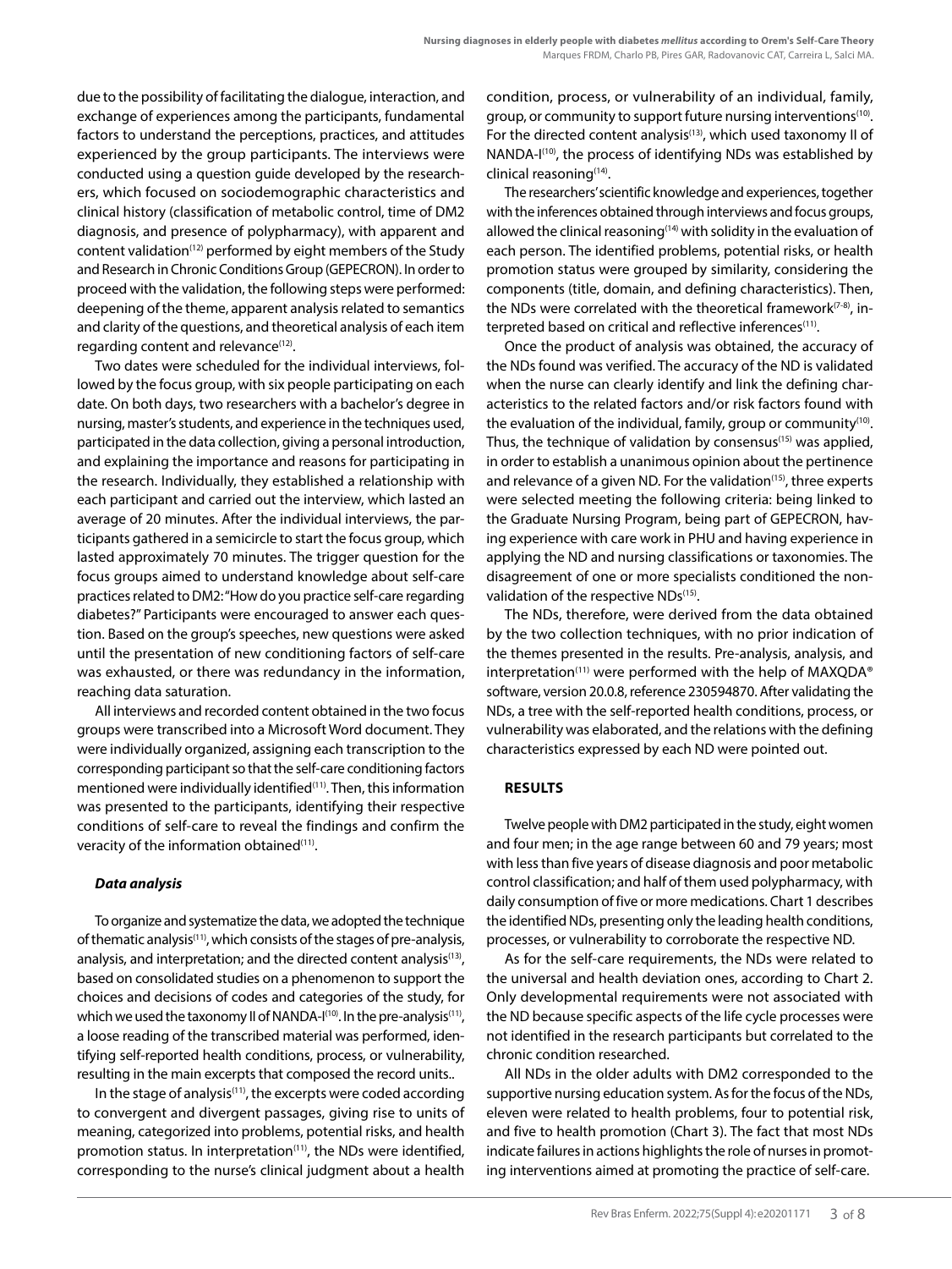due to the possibility of facilitating the dialogue, interaction, and exchange of experiences among the participants, fundamental factors to understand the perceptions, practices, and attitudes experienced by the group participants. The interviews were conducted using a question guide developed by the researchers, which focused on sociodemographic characteristics and clinical history (classification of metabolic control, time of DM2 diagnosis, and presence of polypharmacy), with apparent and content validation[12] performed by eight members of the Study and Research in Chronic Conditions Group (GEPECRON). In order to proceed with the validation, the following steps were performed: deepening of the theme, apparent analysis related to semantics and clarity of the questions, and theoretical analysis of each item regarding content and relevance[12].

Two dates were scheduled for the individual interviews, followed by the focus group, with six people participating on each date. On both days, two researchers with a bachelor's degree in nursing, master's students, and experience in the techniques used, participated in the data collection, giving a personal introduction, and explaining the importance and reasons for participating in the research. Individually, they established a relationship with each participant and carried out the interview, which lasted an average of 20 minutes. After the individual interviews, the participants gathered in a semicircle to start the focus group, which lasted approximately 70 minutes. The trigger question for the focus groups aimed to understand knowledge about self-care practices related to DM2: "How do you practice self-care regarding diabetes?" Participants were encouraged to answer each question. Based on the group's speeches, new questions were asked until the presentation of new conditioning factors of self-care was exhausted, or there was redundancy in the information, reaching data saturation.

All interviews and recorded content obtained in the two focus groups were transcribed into a Microsoft Word document. They were individually organized, assigning each transcription to the corresponding participant so that the self-care conditioning factors mentioned were individually identified[11]. Then, this information was presented to the participants, identifying their respective conditions of self-care to reveal the findings and confirm the veracity of the information obtained[11].

### *Data analysis*

To organize and systematize the data, we adopted the technique of thematic analysis[11], which consists of the stages of pre-analysis, analysis, and interpretation; and the directed content analysis[13], based on consolidated studies on a phenomenon to support the choices and decisions of codes and categories of the study, for which we used the taxonomy II of NANDA-I[10]. In the pre-analysis[11], a loose reading of the transcribed material was performed, identifying self-reported health conditions, process, or vulnerability, resulting in the main excerpts that composed the record units..

In the stage of analysis[11], the excerpts were coded according to convergent and divergent passages, giving rise to units of meaning, categorized into problems, potential risks, and health promotion status. In interpretation[11], the NDs were identified, corresponding to the nurse's clinical judgment about a health condition, process, or vulnerability of an individual, family, group, or community to support future nursing interventions[10]. For the directed content analysis[13], which used taxonomy II of NANDA-I[10], the process of identifying NDs was established by clinical reasoning[14].

The researchers' scientific knowledge and experiences, together with the inferences obtained through interviews and focus groups, allowed the clinical reasoning[14] with solidity in the evaluation of each person. The identified problems, potential risks, or health promotion status were grouped by similarity, considering the components (title, domain, and defining characteristics). Then, the NDs were correlated with the theoretical framework[7-8], interpreted based on critical and reflective inferences[11].

Once the product of analysis was obtained, the accuracy of the NDs found was verified. The accuracy of the ND is validated when the nurse can clearly identify and link the defining characteristics to the related factors and/or risk factors found with the evaluation of the individual, family, group or community[10]. Thus, the technique of validation by consensus[15] was applied, in order to establish a unanimous opinion about the pertinence and relevance of a given ND. For the validation[15], three experts were selected meeting the following criteria: being linked to the Graduate Nursing Program, being part of GEPECRON, having experience with care work in PHU and having experience in applying the ND and nursing classifications or taxonomies. The disagreement of one or more specialists conditioned the non-validation of the respective NDs[15].

The NDs, therefore, were derived from the data obtained by the two collection techniques, with no prior indication of the themes presented in the results. Pre-analysis, analysis, and interpretation[11] were performed with the help of MAXQDA® software, version 20.0.8, reference 230594870. After validating the NDs, a tree with the self-reported health conditions, process, or vulnerability was elaborated, and the relations with the defining characteristics expressed by each ND were pointed out.

## RESULTS

Twelve people with DM2 participated in the study, eight women and four men; in the age range between 60 and 79 years; most with less than five years of disease diagnosis and poor metabolic control classification; and half of them used polypharmacy, with daily consumption of five or more medications. Chart 1 describes the identified NDs, presenting only the leading health conditions, processes, or vulnerability to corroborate the respective ND.

As for the self-care requirements, the NDs were related to the universal and health deviation ones, according to Chart 2. Only developmental requirements were not associated with the ND because specific aspects of the life cycle processes were not identified in the research participants but correlated to the chronic condition researched.

All NDs in the older adults with DM2 corresponded to the supportive nursing education system. As for the focus of the NDs, eleven were related to health problems, four to potential risk, and five to health promotion (Chart 3). The fact that most NDs indicate failures in actions highlights the role of nurses in promoting interventions aimed at promoting the practice of self-care.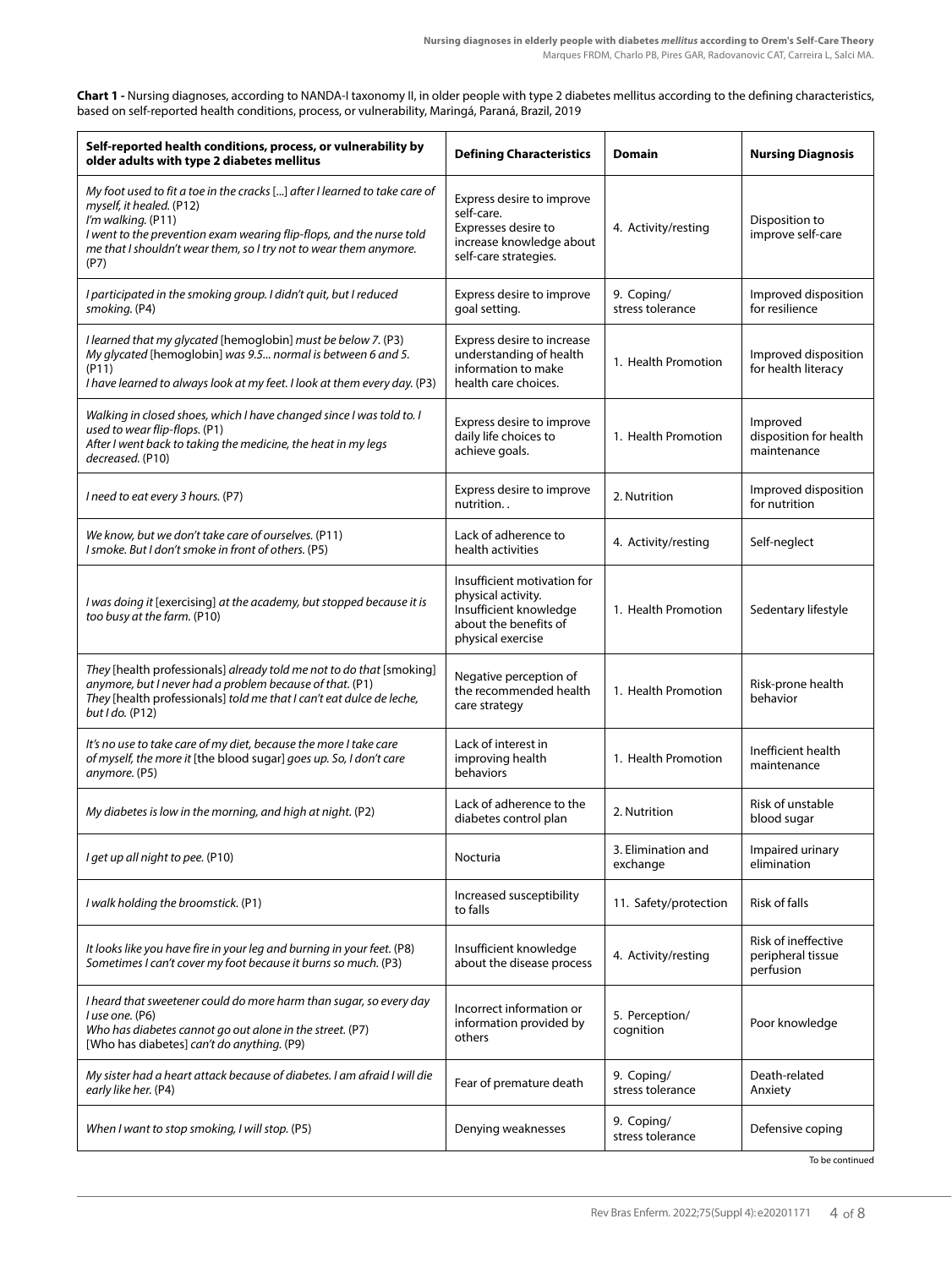**Chart 1 -** Nursing diagnoses, according to NANDA-I taxonomy II, in older people with type 2 diabetes mellitus according to the defining characteristics, based on self-reported health conditions, process, or vulnerability, Maringá, Paraná, Brazil, 2019

| Self-reported health conditions, process, or vulnerability by older adults with type 2 diabetes mellitus | Defining Characteristics | Domain | Nursing Diagnosis |
|---|---|---|---|
| *My foot used to fit a toe in the cracks* [...] *after I learned to take care of myself, it healed.* (P12)<br>*I'm walking.* (P11)<br>*I went to the prevention exam wearing flip-flops, and the nurse told me that I shouldn't wear them, so I try not to wear them anymore.* (P7) | Express desire to improve self-care.<br>Expresses desire to increase knowledge about self-care strategies. | 4. Activity/resting | Disposition to improve self-care |
| *I participated in the smoking group. I didn't quit, but I reduced smoking.* (P4) | Express desire to improve goal setting. | 9. Coping/ stress tolerance | Improved disposition for resilience |
| *I learned that my glycated* [hemoglobin] *must be below 7.* (P3)<br>*My glycated* [hemoglobin] *was 9.5... normal is between 6 and 5.* (P11)<br>*I have learned to always look at my feet. I look at them every day.* (P3) | Express desire to increase understanding of health information to make health care choices. | 1. Health Promotion | Improved disposition for health literacy |
| *Walking in closed shoes, which I have changed since I was told to. I used to wear flip-flops.* (P1)<br>*After I went back to taking the medicine, the heat in my legs decreased.* (P10) | Express desire to improve daily life choices to achieve goals. | 1. Health Promotion | Improved disposition for health maintenance |
| *I need to eat every 3 hours.* (P7) | Express desire to improve nutrition. . | 2. Nutrition | Improved disposition for nutrition |
| *We know, but we don't take care of ourselves.* (P11)<br>*I smoke. But I don't smoke in front of others.* (P5) | Lack of adherence to health activities | 4. Activity/resting | Self-neglect |
| *I was doing it* [exercising] *at the academy, but stopped because it is too busy at the farm.* (P10) | Insufficient motivation for physical activity.<br>Insufficient knowledge about the benefits of physical exercise | 1. Health Promotion | Sedentary lifestyle |
| *They* [health professionals] *already told me not to do that* [smoking] *anymore, but I never had a problem because of that.* (P1)<br>*They* [health professionals] *told me that I can't eat dulce de leche, but I do.* (P12) | Negative perception of the recommended health care strategy | 1. Health Promotion | Risk-prone health behavior |
| *It's no use to take care of my diet, because the more I take care of myself, the more it* [the blood sugar] *goes up. So, I don't care anymore.* (P5) | Lack of interest in improving health behaviors | 1. Health Promotion | Inefficient health maintenance |
| *My diabetes is low in the morning, and high at night.* (P2) | Lack of adherence to the diabetes control plan | 2. Nutrition | Risk of unstable blood sugar |
| *I get up all night to pee.* (P10) | Nocturia | 3. Elimination and exchange | Impaired urinary elimination |
| *I walk holding the broomstick.* (P1) | Increased susceptibility to falls | 11. Safety/protection | Risk of falls |
| *It looks like you have fire in your leg and burning in your feet.* (P8)<br>*Sometimes I can't cover my foot because it burns so much.* (P3) | Insufficient knowledge about the disease process | 4. Activity/resting | Risk of ineffective peripheral tissue perfusion |
| *I heard that sweetener could do more harm than sugar, so every day I use one.* (P6)<br>*Who has diabetes cannot go out alone in the street.* (P7)<br>[Who has diabetes] *can't do anything.* (P9) | Incorrect information or information provided by others | 5. Perception/ cognition | Poor knowledge |
| *My sister had a heart attack because of diabetes. I am afraid I will die early like her.* (P4) | Fear of premature death | 9. Coping/ stress tolerance | Death-related Anxiety |
| *When I want to stop smoking, I will stop.* (P5) | Denying weaknesses | 9. Coping/ stress tolerance | Defensive coping |

To be continued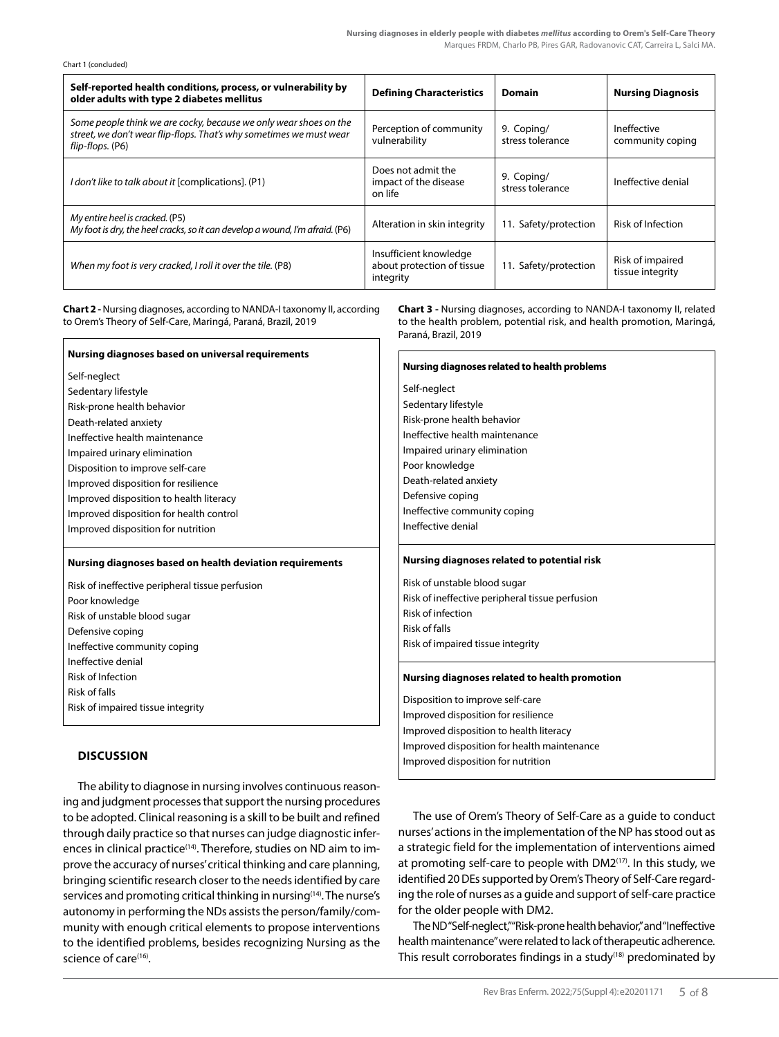Chart 1 (concluded)

| Self-reported health conditions, process, or vulnerability by older adults with type 2 diabetes mellitus | Defining Characteristics | Domain | Nursing Diagnosis |
|---|---|---|---|
| *Some people think we are cocky, because we only wear shoes on the street, we don't wear flip-flops. That's why sometimes we must wear flip-flops.* (P6) | Perception of community vulnerability | 9. Coping/ stress tolerance | Ineffective community coping |
| *I don't like to talk about it* [complications]. (P1) | Does not admit the impact of the disease on life | 9. Coping/ stress tolerance | Ineffective denial |
| *My entire heel is cracked.* (P5) *My foot is dry, the heel cracks, so it can develop a wound, I'm afraid.* (P6) | Alteration in skin integrity | 11. Safety/protection | Risk of Infection |
| *When my foot is very cracked, I roll it over the tile.* (P8) | Insufficient knowledge about protection of tissue integrity | 11. Safety/protection | Risk of impaired tissue integrity |

**Chart 2 -** Nursing diagnoses, according to NANDA-I taxonomy II, according to Orem's Theory of Self-Care, Maringá, Paraná, Brazil, 2019

| Nursing diagnoses based on universal requirements |
|---|
| Self-neglect |
| Sedentary lifestyle |
| Risk-prone health behavior |
| Death-related anxiety |
| Ineffective health maintenance |
| Impaired urinary elimination |
| Disposition to improve self-care |
| Improved disposition for resilience |
| Improved disposition to health literacy |
| Improved disposition for health control |
| Improved disposition for nutrition |
| **Nursing diagnoses based on health deviation requirements** |
| Risk of ineffective peripheral tissue perfusion |
| Poor knowledge |
| Risk of unstable blood sugar |
| Defensive coping |
| Ineffective community coping |
| Ineffective denial |
| Risk of Infection |
| Risk of falls |
| Risk of impaired tissue integrity |

**Chart 3 -** Nursing diagnoses, according to NANDA-I taxonomy II, related to the health problem, potential risk, and health promotion, Maringá, Paraná, Brazil, 2019

| Nursing diagnoses related to health problems |
|---|
| Self-neglect |
| Sedentary lifestyle |
| Risk-prone health behavior |
| Ineffective health maintenance |
| Impaired urinary elimination |
| Poor knowledge |
| Death-related anxiety |
| Defensive coping |
| Ineffective community coping |
| Ineffective denial |
| **Nursing diagnoses related to potential risk** |
| Risk of unstable blood sugar |
| Risk of ineffective peripheral tissue perfusion |
| Risk of infection |
| Risk of falls |
| Risk of impaired tissue integrity |
| **Nursing diagnoses related to health promotion** |
| Disposition to improve self-care |
| Improved disposition for resilience |
| Improved disposition to health literacy |
| Improved disposition for health maintenance |
| Improved disposition for nutrition |

## DISCUSSION

The ability to diagnose in nursing involves continuous reasoning and judgment processes that support the nursing procedures to be adopted. Clinical reasoning is a skill to be built and refined through daily practice so that nurses can judge diagnostic inferences in clinical practice[14]. Therefore, studies on ND aim to improve the accuracy of nurses' critical thinking and care planning, bringing scientific research closer to the needs identified by care services and promoting critical thinking in nursing[14]. The nurse's autonomy in performing the NDs assists the person/family/community with enough critical elements to propose interventions to the identified problems, besides recognizing Nursing as the science of care[16].

The use of Orem's Theory of Self-Care as a guide to conduct nurses' actions in the implementation of the NP has stood out as a strategic field for the implementation of interventions aimed at promoting self-care to people with DM2[17]. In this study, we identified 20 DEs supported by Orem's Theory of Self-Care regarding the role of nurses as a guide and support of self-care practice for the older people with DM2.

The ND "Self-neglect," "Risk-prone health behavior," and "Ineffective health maintenance" were related to lack of therapeutic adherence. This result corroborates findings in a study[18] predominated by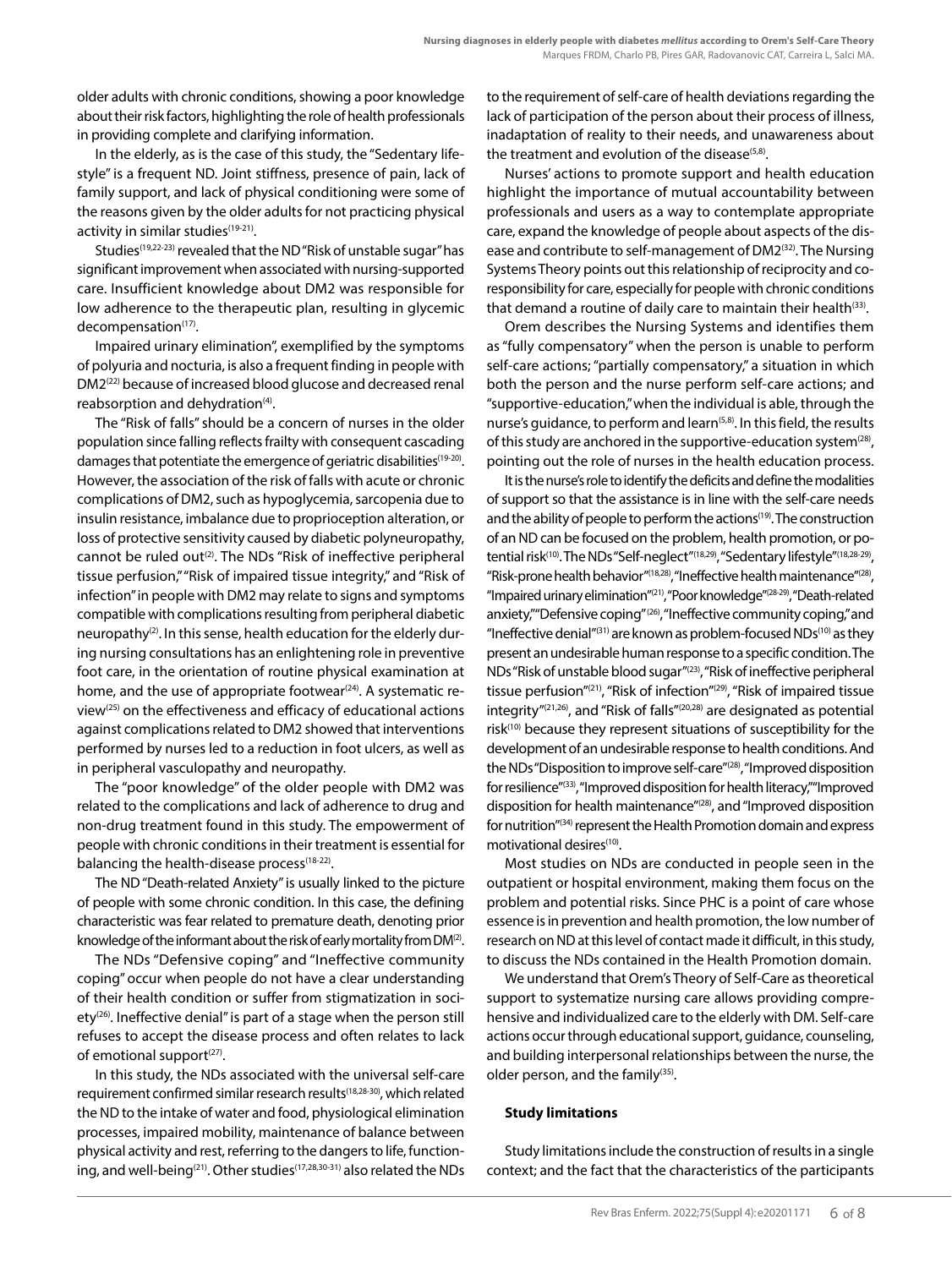older adults with chronic conditions, showing a poor knowledge about their risk factors, highlighting the role of health professionals in providing complete and clarifying information.

In the elderly, as is the case of this study, the "Sedentary lifestyle" is a frequent ND. Joint stiffness, presence of pain, lack of family support, and lack of physical conditioning were some of the reasons given by the older adults for not practicing physical activity in similar studies[19-21].

Studies[19,22-23] revealed that the ND "Risk of unstable sugar" has significant improvement when associated with nursing-supported care. Insufficient knowledge about DM2 was responsible for low adherence to the therapeutic plan, resulting in glycemic decompensation[17].

Impaired urinary elimination", exemplified by the symptoms of polyuria and nocturia, is also a frequent finding in people with DM2[22] because of increased blood glucose and decreased renal reabsorption and dehydration[4].

The "Risk of falls" should be a concern of nurses in the older population since falling reflects frailty with consequent cascading damages that potentiate the emergence of geriatric disabilities[19-20]. However, the association of the risk of falls with acute or chronic complications of DM2, such as hypoglycemia, sarcopenia due to insulin resistance, imbalance due to proprioception alteration, or loss of protective sensitivity caused by diabetic polyneuropathy, cannot be ruled out[2]. The NDs "Risk of ineffective peripheral tissue perfusion," "Risk of impaired tissue integrity," and "Risk of infection" in people with DM2 may relate to signs and symptoms compatible with complications resulting from peripheral diabetic neuropathy[2]. In this sense, health education for the elderly during nursing consultations has an enlightening role in preventive foot care, in the orientation of routine physical examination at home, and the use of appropriate footwear[24]. A systematic review[25] on the effectiveness and efficacy of educational actions against complications related to DM2 showed that interventions performed by nurses led to a reduction in foot ulcers, as well as in peripheral vasculopathy and neuropathy.

The "poor knowledge" of the older people with DM2 was related to the complications and lack of adherence to drug and non-drug treatment found in this study. The empowerment of people with chronic conditions in their treatment is essential for balancing the health-disease process[18-22].

The ND "Death-related Anxiety" is usually linked to the picture of people with some chronic condition. In this case, the defining characteristic was fear related to premature death, denoting prior knowledge of the informant about the risk of early mortality from DM[2].

The NDs "Defensive coping" and "Ineffective community coping" occur when people do not have a clear understanding of their health condition or suffer from stigmatization in society[26]. Ineffective denial" is part of a stage when the person still refuses to accept the disease process and often relates to lack of emotional support[27].

In this study, the NDs associated with the universal self-care requirement confirmed similar research results[18,28-30], which related the ND to the intake of water and food, physiological elimination processes, impaired mobility, maintenance of balance between physical activity and rest, referring to the dangers to life, functioning, and well-being[21]. Other studies[17,28,30-31] also related the NDs to the requirement of self-care of health deviations regarding the lack of participation of the person about their process of illness, inadaptation of reality to their needs, and unawareness about the treatment and evolution of the disease[5,8].

Nurses' actions to promote support and health education highlight the importance of mutual accountability between professionals and users as a way to contemplate appropriate care, expand the knowledge of people about aspects of the disease and contribute to self-management of DM2[32]. The Nursing Systems Theory points out this relationship of reciprocity and co-responsibility for care, especially for people with chronic conditions that demand a routine of daily care to maintain their health[33].

Orem describes the Nursing Systems and identifies them as "fully compensatory" when the person is unable to perform self-care actions; "partially compensatory," a situation in which both the person and the nurse perform self-care actions; and "supportive-education," when the individual is able, through the nurse's guidance, to perform and learn[5,8]. In this field, the results of this study are anchored in the supportive-education system[28], pointing out the role of nurses in the health education process.

It is the nurse's role to identify the deficits and define the modalities of support so that the assistance is in line with the self-care needs and the ability of people to perform the actions[19]. The construction of an ND can be focused on the problem, health promotion, or potential risk[10]. The NDs "Self-neglect"[18,29], "Sedentary lifestyle"[18,28-29], "Risk-prone health behavior"[18,28], "Ineffective health maintenance"[28], "Impaired urinary elimination"[21], "Poor knowledge"[28-29], "Death-related anxiety," "Defensive coping"[26], "Ineffective community coping," and "Ineffective denial"[31] are known as problem-focused NDs[10] as they present an undesirable human response to a specific condition. The NDs "Risk of unstable blood sugar"[23], "Risk of ineffective peripheral tissue perfusion"[21], "Risk of infection"[29], "Risk of impaired tissue integrity"[21,26], and "Risk of falls"[20,28] are designated as potential risk[10] because they represent situations of susceptibility for the development of an undesirable response to health conditions. And the NDs "Disposition to improve self-care"[28], "Improved disposition for resilience"[33], "Improved disposition for health literacy," "Improved disposition for health maintenance"[28], and "Improved disposition for nutrition"[34] represent the Health Promotion domain and express motivational desires[10].

Most studies on NDs are conducted in people seen in the outpatient or hospital environment, making them focus on the problem and potential risks. Since PHC is a point of care whose essence is in prevention and health promotion, the low number of research on ND at this level of contact made it difficult, in this study, to discuss the NDs contained in the Health Promotion domain.

We understand that Orem's Theory of Self-Care as theoretical support to systematize nursing care allows providing comprehensive and individualized care to the elderly with DM. Self-care actions occur through educational support, guidance, counseling, and building interpersonal relationships between the nurse, the older person, and the family[35].

**Study limitations**

Study limitations include the construction of results in a single context; and the fact that the characteristics of the participants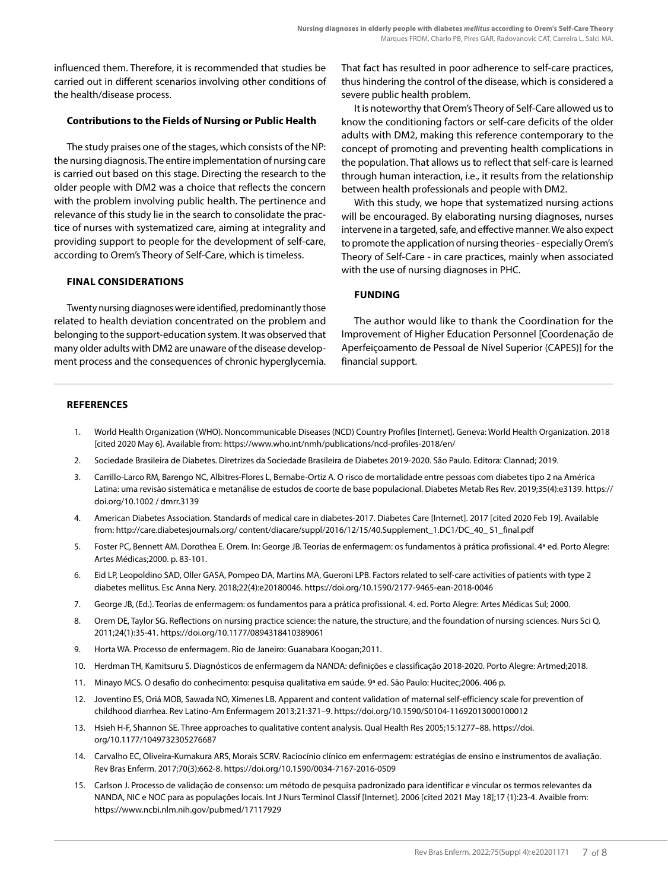influenced them. Therefore, it is recommended that studies be carried out in different scenarios involving other conditions of the health/disease process.

### Contributions to the Fields of Nursing or Public Health

The study praises one of the stages, which consists of the NP: the nursing diagnosis. The entire implementation of nursing care is carried out based on this stage. Directing the research to the older people with DM2 was a choice that reflects the concern with the problem involving public health. The pertinence and relevance of this study lie in the search to consolidate the practice of nurses with systematized care, aiming at integrality and providing support to people for the development of self-care, according to Orem's Theory of Self-Care, which is timeless.

## FINAL CONSIDERATIONS

Twenty nursing diagnoses were identified, predominantly those related to health deviation concentrated on the problem and belonging to the support-education system. It was observed that many older adults with DM2 are unaware of the disease development process and the consequences of chronic hyperglycemia. That fact has resulted in poor adherence to self-care practices, thus hindering the control of the disease, which is considered a severe public health problem.

It is noteworthy that Orem's Theory of Self-Care allowed us to know the conditioning factors or self-care deficits of the older adults with DM2, making this reference contemporary to the concept of promoting and preventing health complications in the population. That allows us to reflect that self-care is learned through human interaction, i.e., it results from the relationship between health professionals and people with DM2.

With this study, we hope that systematized nursing actions will be encouraged. By elaborating nursing diagnoses, nurses intervene in a targeted, safe, and effective manner. We also expect to promote the application of nursing theories - especially Orem's Theory of Self-Care - in care practices, mainly when associated with the use of nursing diagnoses in PHC.

## FUNDING

The author would like to thank the Coordination for the Improvement of Higher Education Personnel [Coordenação de Aperfeiçoamento de Pessoal de Nível Superior (CAPES)] for the financial support.

## REFERENCES

1. World Health Organization (WHO). Noncommunicable Diseases (NCD) Country Profiles [Internet]. Geneva: World Health Organization. 2018 [cited 2020 May 6]. Available from: https://www.who.int/nmh/publications/ncd-profiles-2018/en/
2. Sociedade Brasileira de Diabetes. Diretrizes da Sociedade Brasileira de Diabetes 2019-2020. São Paulo. Editora: Clannad; 2019.
3. Carrillo-Larco RM, Barengo NC, Albitres-Flores L, Bernabe-Ortiz A. O risco de mortalidade entre pessoas com diabetes tipo 2 na América Latina: uma revisão sistemática e metanálise de estudos de coorte de base populacional. Diabetes Metab Res Rev. 2019;35(4):e3139. https://doi.org/10.1002 / dmrr.3139
4. American Diabetes Association. Standards of medical care in diabetes-2017. Diabetes Care [Internet]. 2017 [cited 2020 Feb 19]. Available from: http://care.diabetesjournals.org/ content/diacare/suppl/2016/12/15/40.Supplement_1.DC1/DC_40_ S1_final.pdf
5. Foster PC, Bennett AM. Dorothea E. Orem. In: George JB. Teorias de enfermagem: os fundamentos à prática profissional. 4ª ed. Porto Alegre: Artes Médicas;2000. p. 83-101.
6. Eid LP, Leopoldino SAD, Oller GASA, Pompeo DA, Martins MA, Gueroni LPB. Factors related to self-care activities of patients with type 2 diabetes mellitus. Esc Anna Nery. 2018;22(4):e20180046. https://doi.org/10.1590/2177-9465-ean-2018-0046
7. George JB, (Ed.). Teorias de enfermagem: os fundamentos para a prática profissional. 4. ed. Porto Alegre: Artes Médicas Sul; 2000.
8. Orem DE, Taylor SG. Reflections on nursing practice science: the nature, the structure, and the foundation of nursing sciences. Nurs Sci Q. 2011;24(1):35-41. https://doi.org/10.1177/0894318410389061
9. Horta WA. Processo de enfermagem. Rio de Janeiro: Guanabara Koogan;2011.
10. Herdman TH, Kamitsuru S. Diagnósticos de enfermagem da NANDA: definições e classificação 2018-2020. Porto Alegre: Artmed;2018.
11. Minayo MCS. O desafio do conhecimento: pesquisa qualitativa em saúde. 9ª ed. São Paulo: Hucitec;2006. 406 p.
12. Joventino ES, Oriá MOB, Sawada NO, Ximenes LB. Apparent and content validation of maternal self-efficiency scale for prevention of childhood diarrhea. Rev Latino-Am Enfermagem 2013;21:371–9. https://doi.org/10.1590/S0104-11692013000100012
13. Hsieh H-F, Shannon SE. Three approaches to qualitative content analysis. Qual Health Res 2005;15:1277–88. https://doi.org/10.1177/1049732305276687
14. Carvalho EC, Oliveira-Kumakura ARS, Morais SCRV. Raciocínio clínico em enfermagem: estratégias de ensino e instrumentos de avaliação. Rev Bras Enferm. 2017;70(3):662-8. https://doi.org/10.1590/0034-7167-2016-0509
15. Carlson J. Processo de validação de consenso: um método de pesquisa padronizado para identificar e vincular os termos relevantes da NANDA, NIC e NOC para as populações locais. Int J Nurs Terminol Classif [Internet]. 2006 [cited 2021 May 18];17 (1):23-4. Avaible from: https://www.ncbi.nlm.nih.gov/pubmed/17117929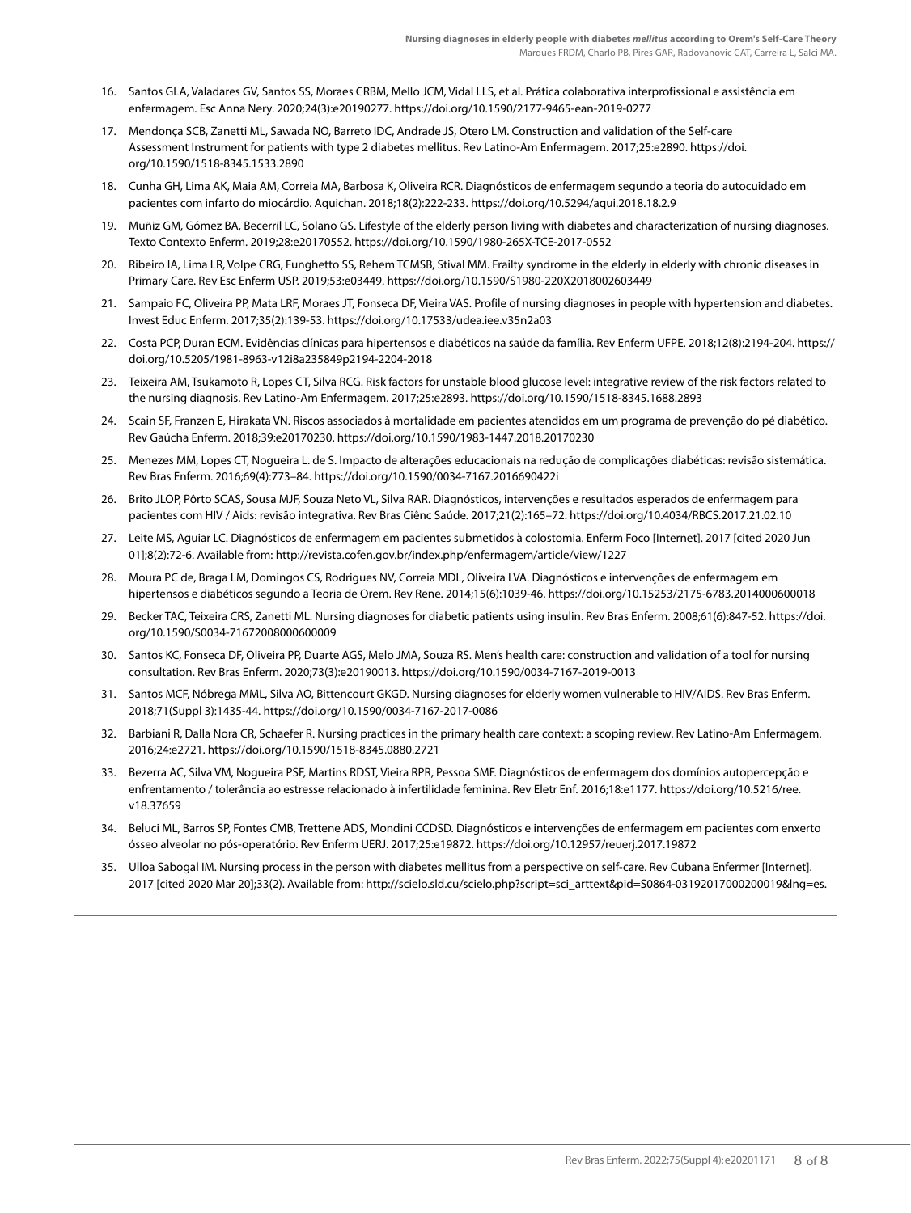16. Santos GLA, Valadares GV, Santos SS, Moraes CRBM, Mello JCM, Vidal LLS, et al. Prática colaborativa interprofissional e assistência em enfermagem. Esc Anna Nery. 2020;24(3):e20190277. https://doi.org/10.1590/2177-9465-ean-2019-0277

17. Mendonça SCB, Zanetti ML, Sawada NO, Barreto IDC, Andrade JS, Otero LM. Construction and validation of the Self-care Assessment Instrument for patients with type 2 diabetes mellitus. Rev Latino-Am Enfermagem. 2017;25:e2890. https://doi.org/10.1590/1518-8345.1533.2890

18. Cunha GH, Lima AK, Maia AM, Correia MA, Barbosa K, Oliveira RCR. Diagnósticos de enfermagem segundo a teoria do autocuidado em pacientes com infarto do miocárdio. Aquichan. 2018;18(2):222-233. https://doi.org/10.5294/aqui.2018.18.2.9

19. Muñiz GM, Gómez BA, Becerril LC, Solano GS. Lifestyle of the elderly person living with diabetes and characterization of nursing diagnoses. Texto Contexto Enferm. 2019;28:e20170552. https://doi.org/10.1590/1980-265X-TCE-2017-0552

20. Ribeiro IA, Lima LR, Volpe CRG, Funghetto SS, Rehem TCMSB, Stival MM. Frailty syndrome in the elderly in elderly with chronic diseases in Primary Care. Rev Esc Enferm USP. 2019;53:e03449. https://doi.org/10.1590/S1980-220X2018002603449

21. Sampaio FC, Oliveira PP, Mata LRF, Moraes JT, Fonseca DF, Vieira VAS. Profile of nursing diagnoses in people with hypertension and diabetes. Invest Educ Enferm. 2017;35(2):139-53. https://doi.org/10.17533/udea.iee.v35n2a03

22. Costa PCP, Duran ECM. Evidências clínicas para hipertensos e diabéticos na saúde da família. Rev Enferm UFPE. 2018;12(8):2194-204. https://doi.org/10.5205/1981-8963-v12i8a235849p2194-2204-2018

23. Teixeira AM, Tsukamoto R, Lopes CT, Silva RCG. Risk factors for unstable blood glucose level: integrative review of the risk factors related to the nursing diagnosis. Rev Latino-Am Enfermagem. 2017;25:e2893. https://doi.org/10.1590/1518-8345.1688.2893

24. Scain SF, Franzen E, Hirakata VN. Riscos associados à mortalidade em pacientes atendidos em um programa de prevenção do pé diabético. Rev Gaúcha Enferm. 2018;39:e20170230. https://doi.org/10.1590/1983-1447.2018.20170230

25. Menezes MM, Lopes CT, Nogueira L. de S. Impacto de alterações educacionais na redução de complicações diabéticas: revisão sistemática. Rev Bras Enferm. 2016;69(4):773–84. https://doi.org/10.1590/0034-7167.2016690422i

26. Brito JLOP, Pôrto SCAS, Sousa MJF, Souza Neto VL, Silva RAR. Diagnósticos, intervenções e resultados esperados de enfermagem para pacientes com HIV / Aids: revisão integrativa. Rev Bras Ciênc Saúde. 2017;21(2):165–72. https://doi.org/10.4034/RBCS.2017.21.02.10

27. Leite MS, Aguiar LC. Diagnósticos de enfermagem em pacientes submetidos à colostomia. Enferm Foco [Internet]. 2017 [cited 2020 Jun 01];8(2):72-6. Available from: http://revista.cofen.gov.br/index.php/enfermagem/article/view/1227

28. Moura PC de, Braga LM, Domingos CS, Rodrigues NV, Correia MDL, Oliveira LVA. Diagnósticos e intervenções de enfermagem em hipertensos e diabéticos segundo a Teoria de Orem. Rev Rene. 2014;15(6):1039-46. https://doi.org/10.15253/2175-6783.2014000600018

29. Becker TAC, Teixeira CRS, Zanetti ML. Nursing diagnoses for diabetic patients using insulin. Rev Bras Enferm. 2008;61(6):847-52. https://doi.org/10.1590/S0034-71672008000600009

30. Santos KC, Fonseca DF, Oliveira PP, Duarte AGS, Melo JMA, Souza RS. Men's health care: construction and validation of a tool for nursing consultation. Rev Bras Enferm. 2020;73(3):e20190013. https://doi.org/10.1590/0034-7167-2019-0013

31. Santos MCF, Nóbrega MML, Silva AO, Bittencourt GKGD. Nursing diagnoses for elderly women vulnerable to HIV/AIDS. Rev Bras Enferm. 2018;71(Suppl 3):1435-44. https://doi.org/10.1590/0034-7167-2017-0086

32. Barbiani R, Dalla Nora CR, Schaefer R. Nursing practices in the primary health care context: a scoping review. Rev Latino-Am Enfermagem. 2016;24:e2721. https://doi.org/10.1590/1518-8345.0880.2721

33. Bezerra AC, Silva VM, Nogueira PSF, Martins RDST, Vieira RPR, Pessoa SMF. Diagnósticos de enfermagem dos domínios autopercepção e enfrentamento / tolerância ao estresse relacionado à infertilidade feminina. Rev Eletr Enf. 2016;18:e1177. https://doi.org/10.5216/ree.v18.37659

34. Beluci ML, Barros SP, Fontes CMB, Trettene ADS, Mondini CCDSD. Diagnósticos e intervenções de enfermagem em pacientes com enxerto ósseo alveolar no pós-operatório. Rev Enferm UERJ. 2017;25:e19872. https://doi.org/10.12957/reuerj.2017.19872

35. Ulloa Sabogal IM. Nursing process in the person with diabetes mellitus from a perspective on self-care. Rev Cubana Enfermer [Internet]. 2017 [cited 2020 Mar 20];33(2). Available from: http://scielo.sld.cu/scielo.php?script=sci_arttext&pid=S0864-03192017000200019&lng=es.